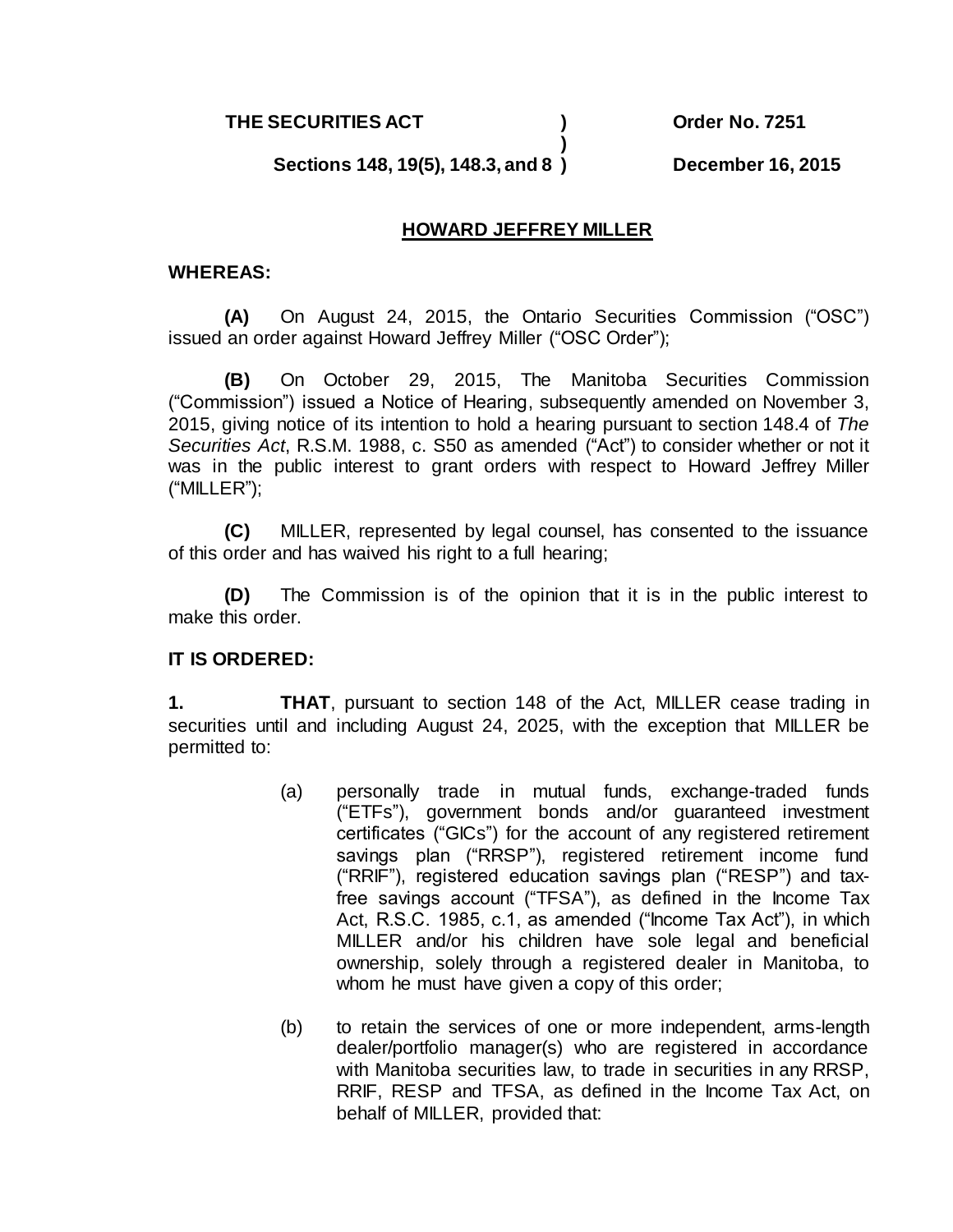**THE SECURITIES ACT** ) **Order No. 7251**
)
**Sections 148, 19(5), 148.3, and 8** ) **December 16, 2015**

**HOWARD JEFFREY MILLER**

**WHEREAS:**

**(A)** On August 24, 2015, the Ontario Securities Commission ("OSC") issued an order against Howard Jeffrey Miller ("OSC Order");

**(B)** On October 29, 2015, The Manitoba Securities Commission ("Commission") issued a Notice of Hearing, subsequently amended on November 3, 2015, giving notice of its intention to hold a hearing pursuant to section 148.4 of *The Securities Act*, R.S.M. 1988, c. S50 as amended ("Act") to consider whether or not it was in the public interest to grant orders with respect to Howard Jeffrey Miller ("MILLER");

**(C)** MILLER, represented by legal counsel, has consented to the issuance of this order and has waived his right to a full hearing;

**(D)** The Commission is of the opinion that it is in the public interest to make this order.

**IT IS ORDERED:**

**1.** **THAT**, pursuant to section 148 of the Act, MILLER cease trading in securities until and including August 24, 2025, with the exception that MILLER be permitted to:

(a) personally trade in mutual funds, exchange-traded funds ("ETFs"), government bonds and/or guaranteed investment certificates ("GICs") for the account of any registered retirement savings plan ("RRSP"), registered retirement income fund ("RRIF"), registered education savings plan ("RESP") and tax-free savings account ("TFSA"), as defined in the Income Tax Act, R.S.C. 1985, c.1, as amended ("Income Tax Act"), in which MILLER and/or his children have sole legal and beneficial ownership, solely through a registered dealer in Manitoba, to whom he must have given a copy of this order;

(b) to retain the services of one or more independent, arms-length dealer/portfolio manager(s) who are registered in accordance with Manitoba securities law, to trade in securities in any RRSP, RRIF, RESP and TFSA, as defined in the Income Tax Act, on behalf of MILLER, provided that: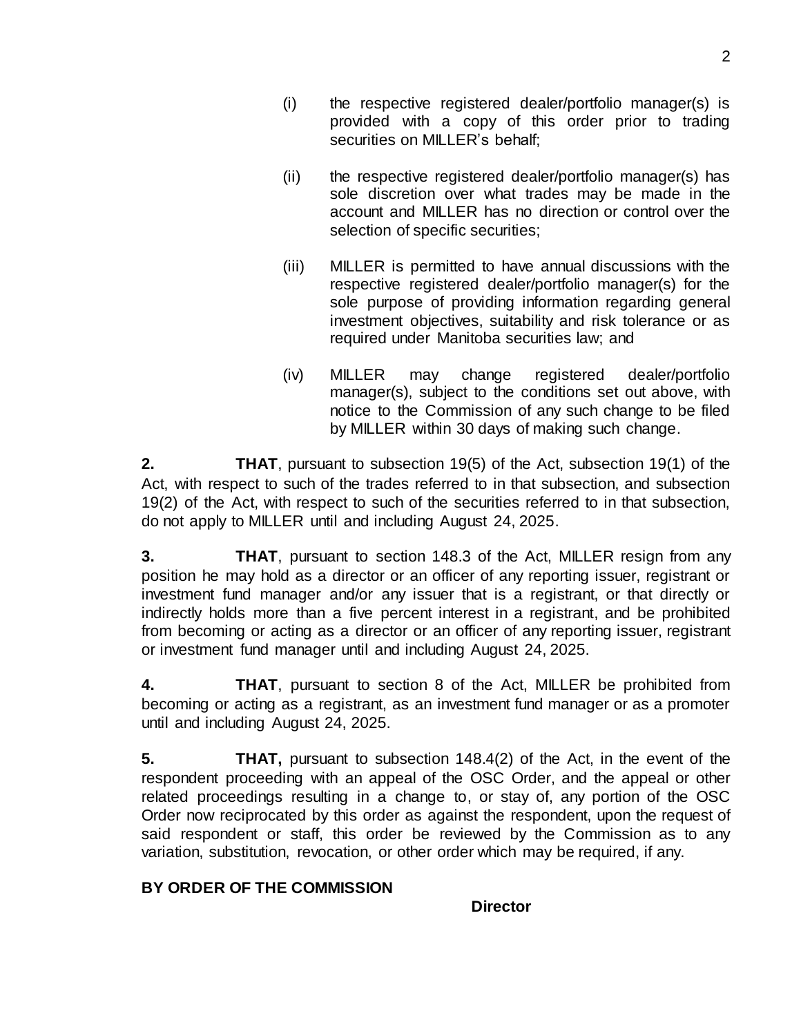(i) the respective registered dealer/portfolio manager(s) is provided with a copy of this order prior to trading securities on MILLER's behalf;

(ii) the respective registered dealer/portfolio manager(s) has sole discretion over what trades may be made in the account and MILLER has no direction or control over the selection of specific securities;

(iii) MILLER is permitted to have annual discussions with the respective registered dealer/portfolio manager(s) for the sole purpose of providing information regarding general investment objectives, suitability and risk tolerance or as required under Manitoba securities law; and

(iv) MILLER may change registered dealer/portfolio manager(s), subject to the conditions set out above, with notice to the Commission of any such change to be filed by MILLER within 30 days of making such change.

**2.** **THAT**, pursuant to subsection 19(5) of the Act, subsection 19(1) of the Act, with respect to such of the trades referred to in that subsection, and subsection 19(2) of the Act, with respect to such of the securities referred to in that subsection, do not apply to MILLER until and including August 24, 2025.

**3.** **THAT**, pursuant to section 148.3 of the Act, MILLER resign from any position he may hold as a director or an officer of any reporting issuer, registrant or investment fund manager and/or any issuer that is a registrant, or that directly or indirectly holds more than a five percent interest in a registrant, and be prohibited from becoming or acting as a director or an officer of any reporting issuer, registrant or investment fund manager until and including August 24, 2025.

**4.** **THAT**, pursuant to section 8 of the Act, MILLER be prohibited from becoming or acting as a registrant, as an investment fund manager or as a promoter until and including August 24, 2025.

**5.** **THAT,** pursuant to subsection 148.4(2) of the Act, in the event of the respondent proceeding with an appeal of the OSC Order, and the appeal or other related proceedings resulting in a change to, or stay of, any portion of the OSC Order now reciprocated by this order as against the respondent, upon the request of said respondent or staff, this order be reviewed by the Commission as to any variation, substitution, revocation, or other order which may be required, if any.

**BY ORDER OF THE COMMISSION**

**Director**